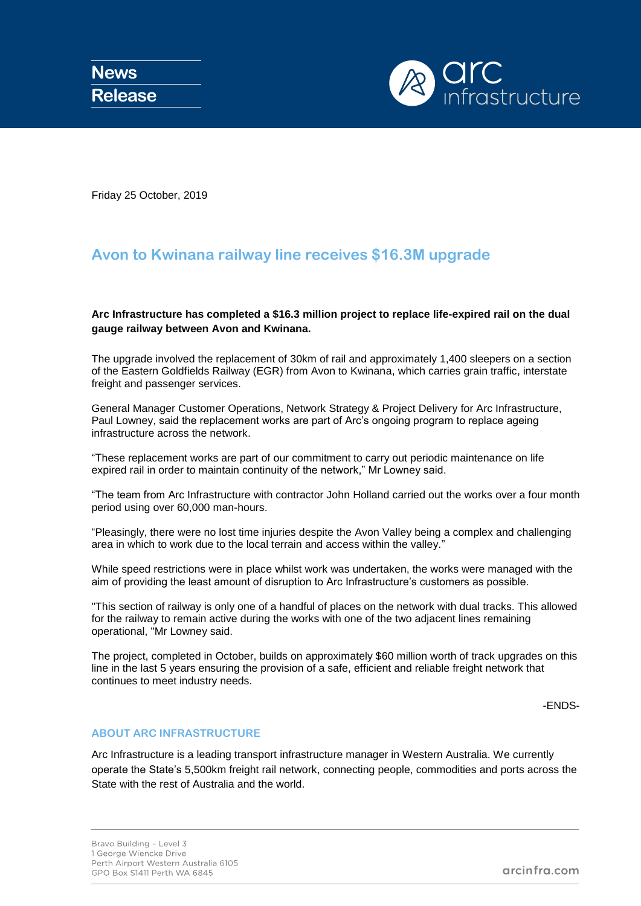**News Release**

**arc infrastructure**

Friday 25 October, 2019

# Avon to Kwinana railway line receives $16.3M upgrade

**Arc Infrastructure has completed a $16.3 million project to replace life-expired rail on the dual gauge railway between Avon and Kwinana.**

The upgrade involved the replacement of 30km of rail and approximately 1,400 sleepers on a section of the Eastern Goldfields Railway (EGR) from Avon to Kwinana, which carries grain traffic, interstate freight and passenger services.

General Manager Customer Operations, Network Strategy & Project Delivery for Arc Infrastructure, Paul Lowney, said the replacement works are part of Arc's ongoing program to replace ageing infrastructure across the network.

"These replacement works are part of our commitment to carry out periodic maintenance on life expired rail in order to maintain continuity of the network," Mr Lowney said.

"The team from Arc Infrastructure with contractor John Holland carried out the works over a four month period using over 60,000 man-hours.

"Pleasingly, there were no lost time injuries despite the Avon Valley being a complex and challenging area in which to work due to the local terrain and access within the valley."

While speed restrictions were in place whilst work was undertaken, the works were managed with the aim of providing the least amount of disruption to Arc Infrastructure's customers as possible.

"This section of railway is only one of a handful of places on the network with dual tracks. This allowed for the railway to remain active during the works with one of the two adjacent lines remaining operational, "Mr Lowney said.

The project, completed in October, builds on approximately $60 million worth of track upgrades on this line in the last 5 years ensuring the provision of a safe, efficient and reliable freight network that continues to meet industry needs.

-ENDS-

## ABOUT ARC INFRASTRUCTURE

Arc Infrastructure is a leading transport infrastructure manager in Western Australia. We currently operate the State's 5,500km freight rail network, connecting people, commodities and ports across the State with the rest of Australia and the world.

Bravo Building – Level 3
1 George Wiencke Drive
Perth Airport Western Australia 6105
GPO Box S1411 Perth WA 6845

arcinfra.com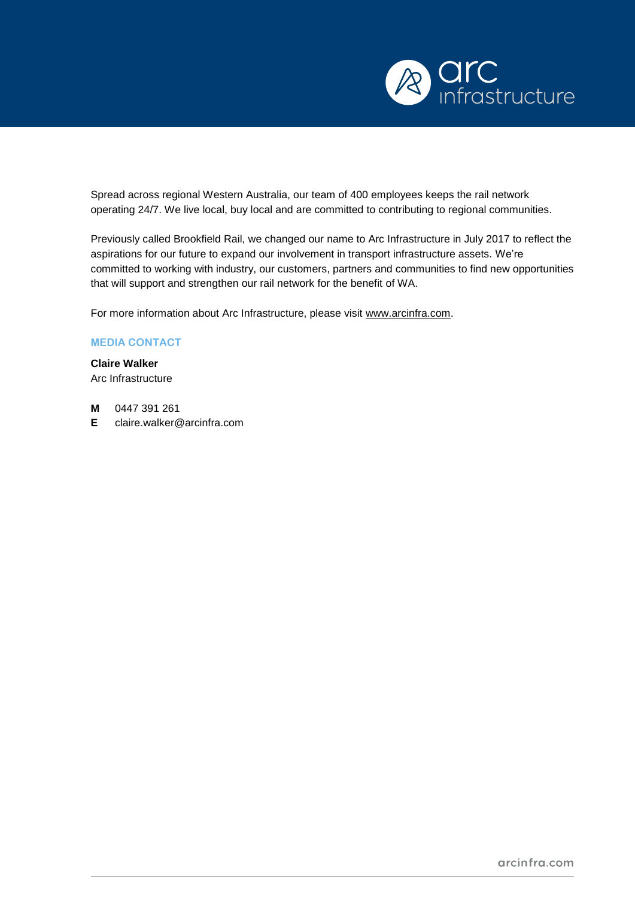Spread across regional Western Australia, our team of 400 employees keeps the rail network operating 24/7. We live local, buy local and are committed to contributing to regional communities.

Previously called Brookfield Rail, we changed our name to Arc Infrastructure in July 2017 to reflect the aspirations for our future to expand our involvement in transport infrastructure assets. We're committed to working with industry, our customers, partners and communities to find new opportunities that will support and strengthen our rail network for the benefit of WA.

For more information about Arc Infrastructure, please visit www.arcinfra.com.

## MEDIA CONTACT

**Claire Walker**
Arc Infrastructure

**M** 0447 391 261
**E** claire.walker@arcinfra.com